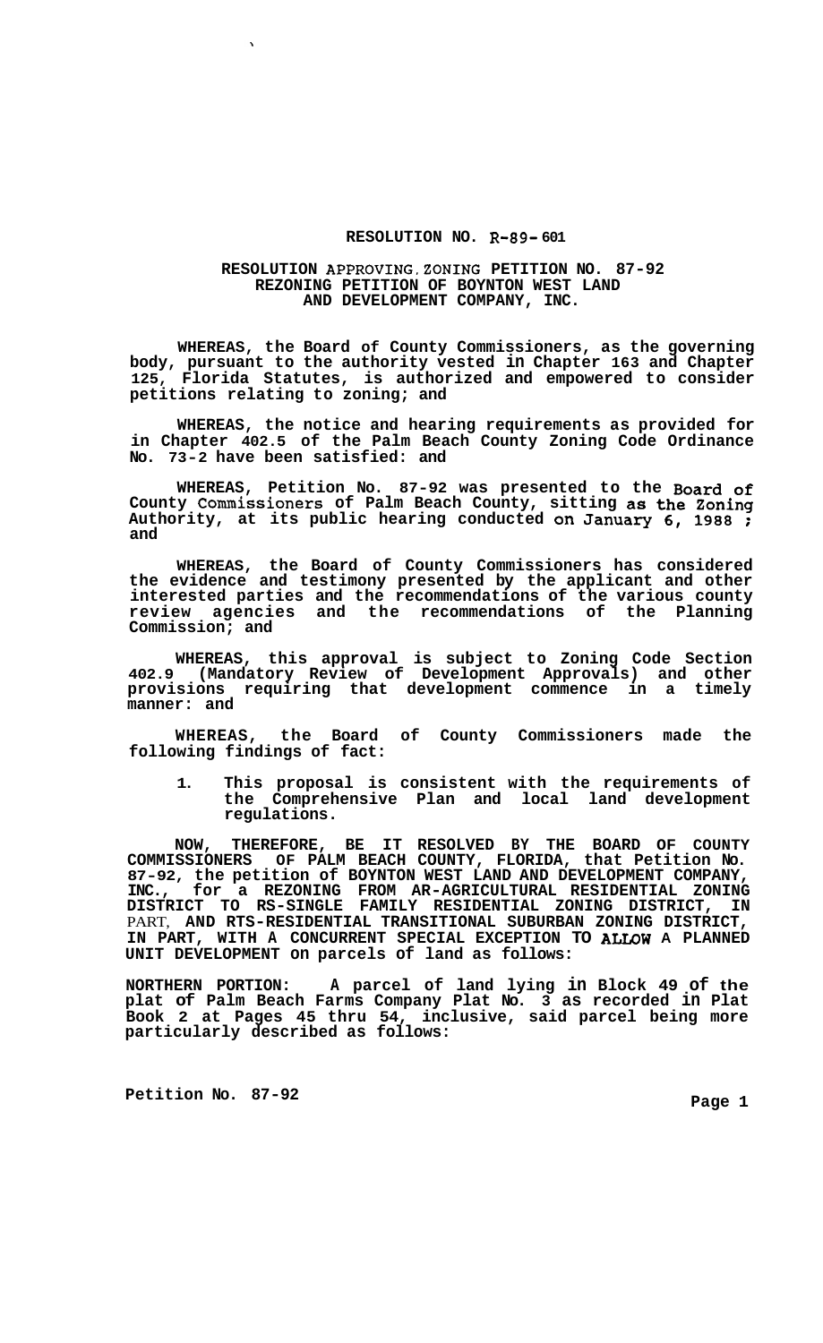# RESOLUTION NO. R-89-601

## RESOLUTION APPROVING ZONING PETITION NO. 87-92 REZONING PETITION OF BOYNTON WEST LAND AND DEVELOPMENT COMPANY, INC.

**WHEREAS, the Board of County Commissioners, as the governing body, pursuant to the authority vested in Chapter 163 and Chapter 125, Florida Statutes, is authorized and empowered to consider petitions relating to zoning; and**

**WHEREAS, the notice and hearing requirements as provided for in Chapter 402.5 of the Palm Beach County Zoning Code Ordinance No. 73-2 have been satisfied: and**

**WHEREAS, Petition No. 87-92 was presented to the Board of County Commissioners of Palm Beach County, sitting as the Zoning Authority, at its public hearing conducted on January 6, 1988 ; and**

**WHEREAS, the Board of County Commissioners has considered the evidence and testimony presented by the applicant and other interested parties and the recommendations of the various county review agencies and the recommendations of the Planning Commission; and**

**WHEREAS, this approval is subject to Zoning Code Section 402.9 (Mandatory Review of Development Approvals) and other provisions requiring that development commence in a timely manner: and**

**WHEREAS, the Board of County Commissioners made the following findings of fact:**

1. **This proposal is consistent with the requirements of the Comprehensive Plan and local land development regulations.**

**NOW, THEREFORE, BE IT RESOLVED BY THE BOARD OF COUNTY COMMISSIONERS OF PALM BEACH COUNTY, FLORIDA, that Petition No. 87-92, the petition of BOYNTON WEST LAND AND DEVELOPMENT COMPANY, INC., for a REZONING FROM AR-AGRICULTURAL RESIDENTIAL ZONING DISTRICT TO RS-SINGLE FAMILY RESIDENTIAL ZONING DISTRICT, IN** PART, **AND RTS-RESIDENTIAL TRANSITIONAL SUBURBAN ZONING DISTRICT, IN PART, WITH A CONCURRENT SPECIAL EXCEPTION TO ALLOW A PLANNED UNIT DEVELOPMENT on parcels of land as follows:**

**NORTHERN PORTION: A parcel of land lying in Block 49 of the plat of Palm Beach Farms Company Plat No. 3 as recorded in Plat Book 2 at Pages 45 thru 54, inclusive, said parcel being more particularly described as follows:**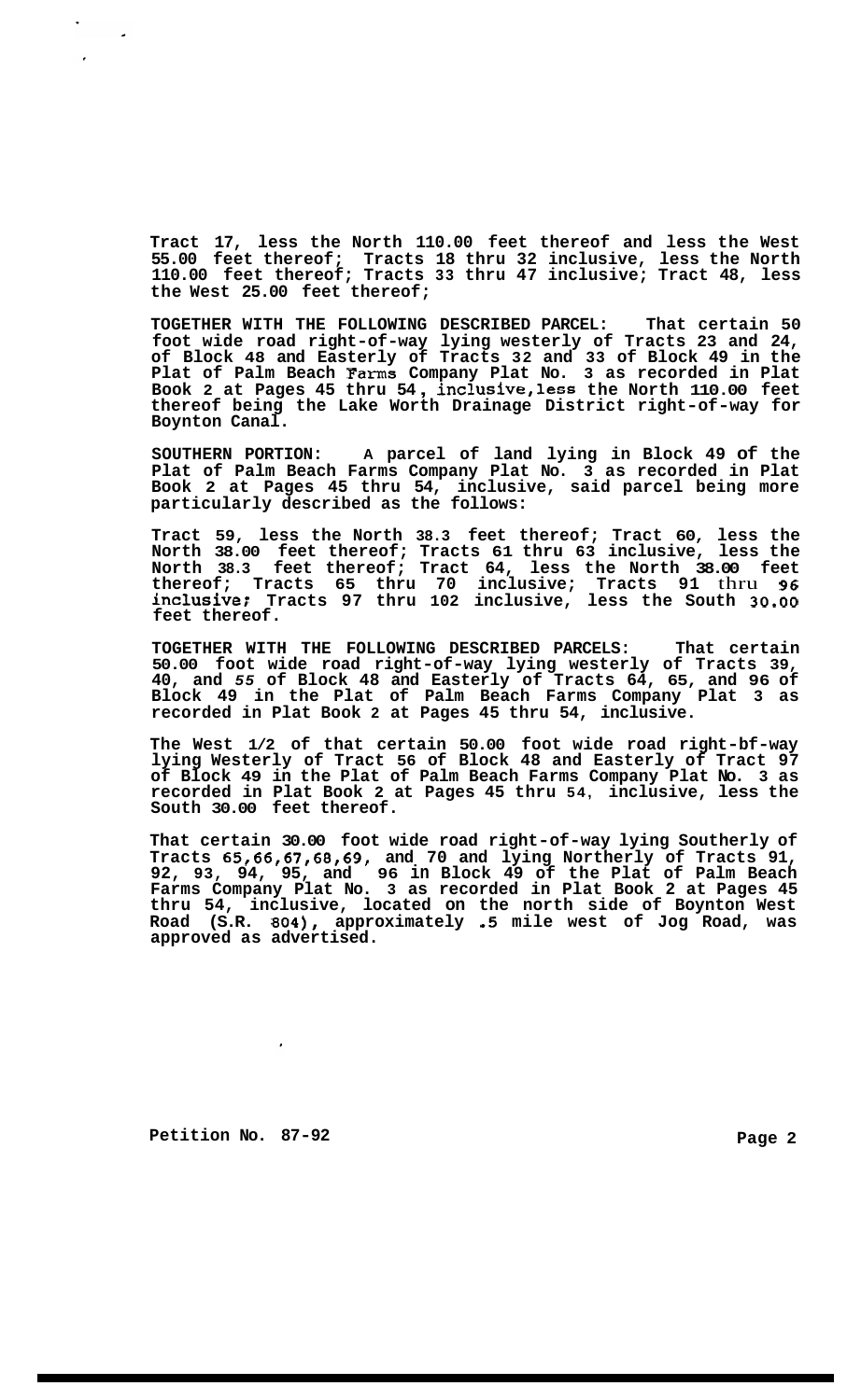Tract 17, less the North 110.00 feet thereof and less the West 55.00 feet thereof; Tracts 18 thru 32 inclusive, less the North 110.00 feet thereof; Tracts 33 thru 47 inclusive; Tract 48, less the West 25.00 feet thereof;

TOGETHER WITH THE FOLLOWING DESCRIBED PARCEL: That certain 50 foot wide road right-of-way lying westerly of Tracts 23 and 24, of Block 48 and Easterly of Tracts 32 and 33 of Block 49 in the Plat of Palm Beach Farms Company Plat No. 3 as recorded in Plat Book 2 at Pages 45 thru 54, inclusive, less the North 110.00 feet thereof being the Lake Worth Drainage District right-of-way for Boynton Canal.

SOUTHERN PORTION: A parcel of land lying in Block 49 of the Plat of Palm Beach Farms Company Plat No. 3 as recorded in Plat Book 2 at Pages 45 thru 54, inclusive, said parcel being more particularly described as the follows:

Tract 59, less the North 38.3 feet thereof; Tract 60, less the North 38.00 feet thereof; Tracts 61 thru 63 inclusive, less the North 38.3 feet thereof; Tract 64, less the North 38.00 feet thereof; Tracts 65 thru 70 inclusive; Tracts 91 thru 96 inclusive; Tracts 97 thru 102 inclusive, less the South 30.00 feet thereof.

TOGETHER WITH THE FOLLOWING DESCRIBED PARCELS: That certain 50.00 foot wide road right-of-way lying westerly of Tracts 39, 40, and 55 of Block 48 and Easterly of Tracts 64, 65, and 96 of Block 49 in the Plat of Palm Beach Farms Company Plat 3 as recorded in Plat Book 2 at Pages 45 thru 54, inclusive.

The West 1/2 of that certain 50.00 foot wide road right-bf-way lying Westerly of Tract 56 of Block 48 and Easterly of Tract 97 of Block 49 in the Plat of Palm Beach Farms Company Plat No. 3 as recorded in Plat Book 2 at Pages 45 thru 54, inclusive, less the South 30.00 feet thereof.

That certain 30.00 foot wide road right-of-way lying Southerly of Tracts 65,66,67,68,69, and 70 and lying Northerly of Tracts 91, 92, 93, 94, 95, and 96 in Block 49 of the Plat of Palm Beach Farms Company Plat No. 3 as recorded in Plat Book 2 at Pages 45 thru 54, inclusive, located on the north side of Boynton West Road (S.R. 804), approximately .5 mile west of Jog Road, was approved as advertised.

Petition No. 87-92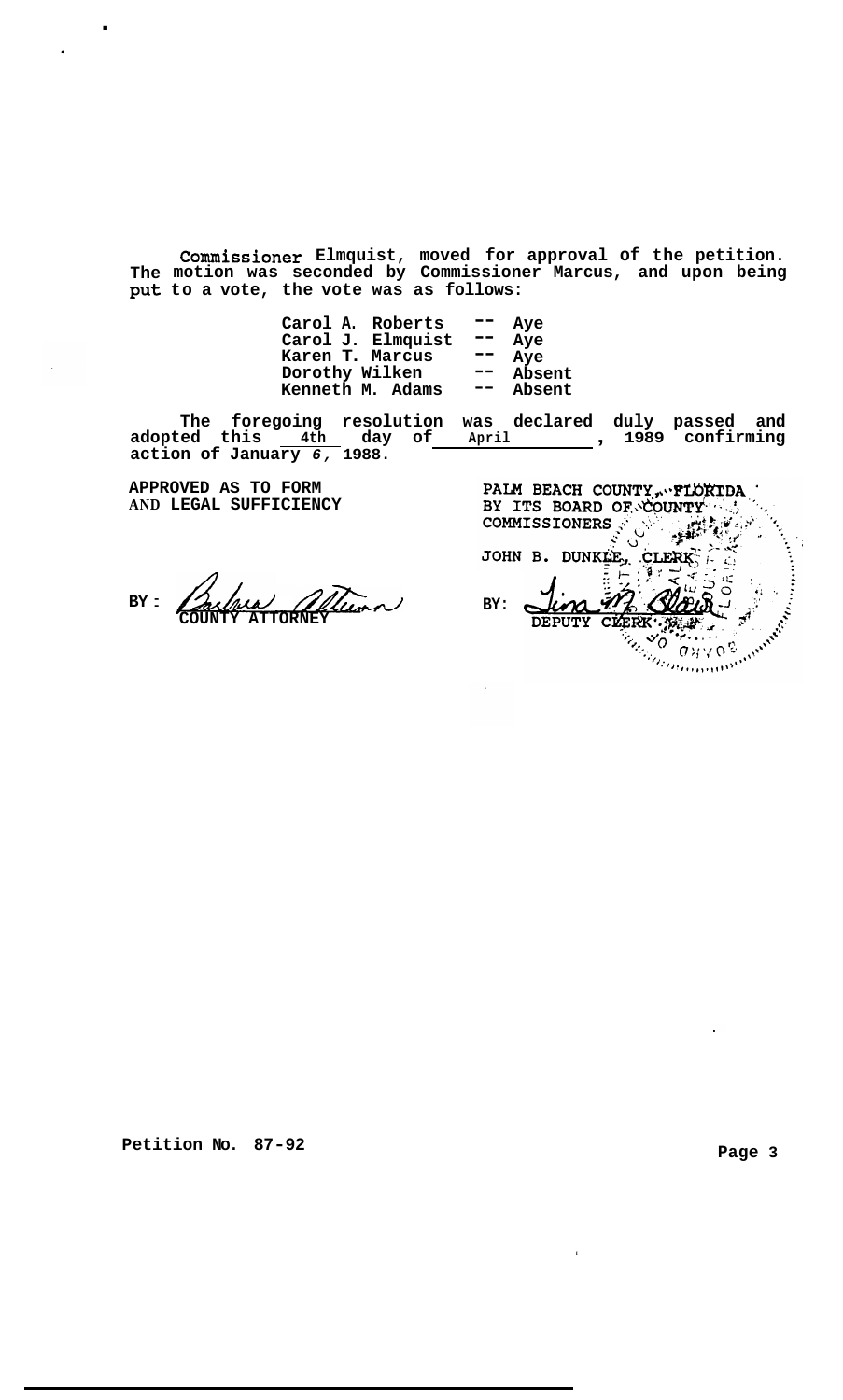Commissioner Elmquist, moved for approval of the petition. The motion was seconded by Commissioner Marcus, and upon being put to a vote, the vote was as follows:

| | | |
|---|---|---|
| Carol A. Roberts | -- | Aye |
| Carol J. Elmquist | -- | Aye |
| Karen T. Marcus | -- | Aye |
| Dorothy Wilken | -- | Absent |
| Kenneth M. Adams | -- | Absent |

The foregoing resolution was declared duly passed and adopted this 4th day of April, 1989 confirming action of January 6, 1988.

APPROVED AS TO FORM AND LEGAL SUFFICIENCY

BY: COUNTY ATTORNEY

PALM BEACH COUNTY, FLORIDA BY ITS BOARD OF COUNTY COMMISSIONERS

JOHN B. DUNKLE, CLERK

BY: DEPUTY CLERK

Petition No. 87-92